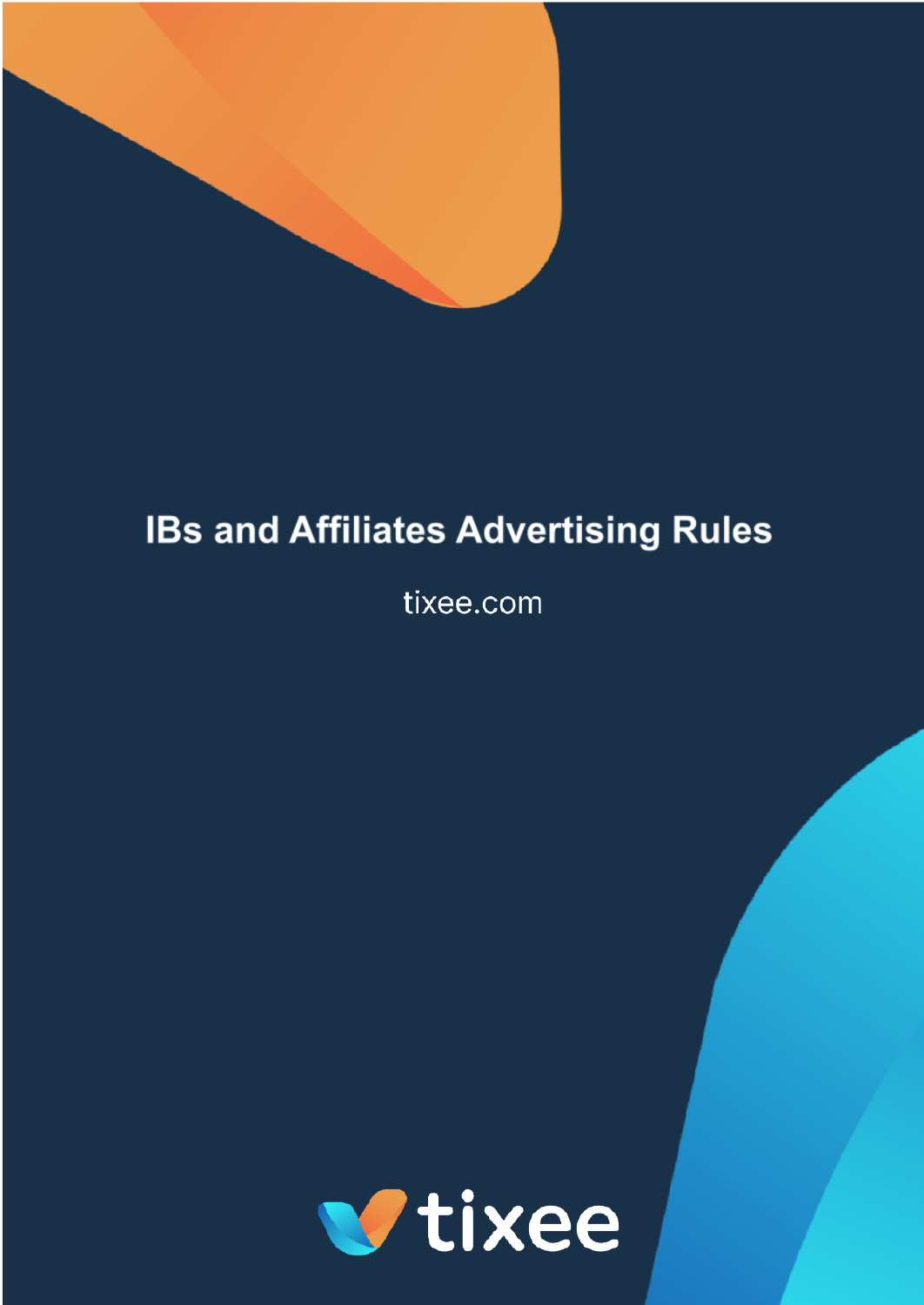# IBs and Affiliates Advertising Rules

tixee.com

tixee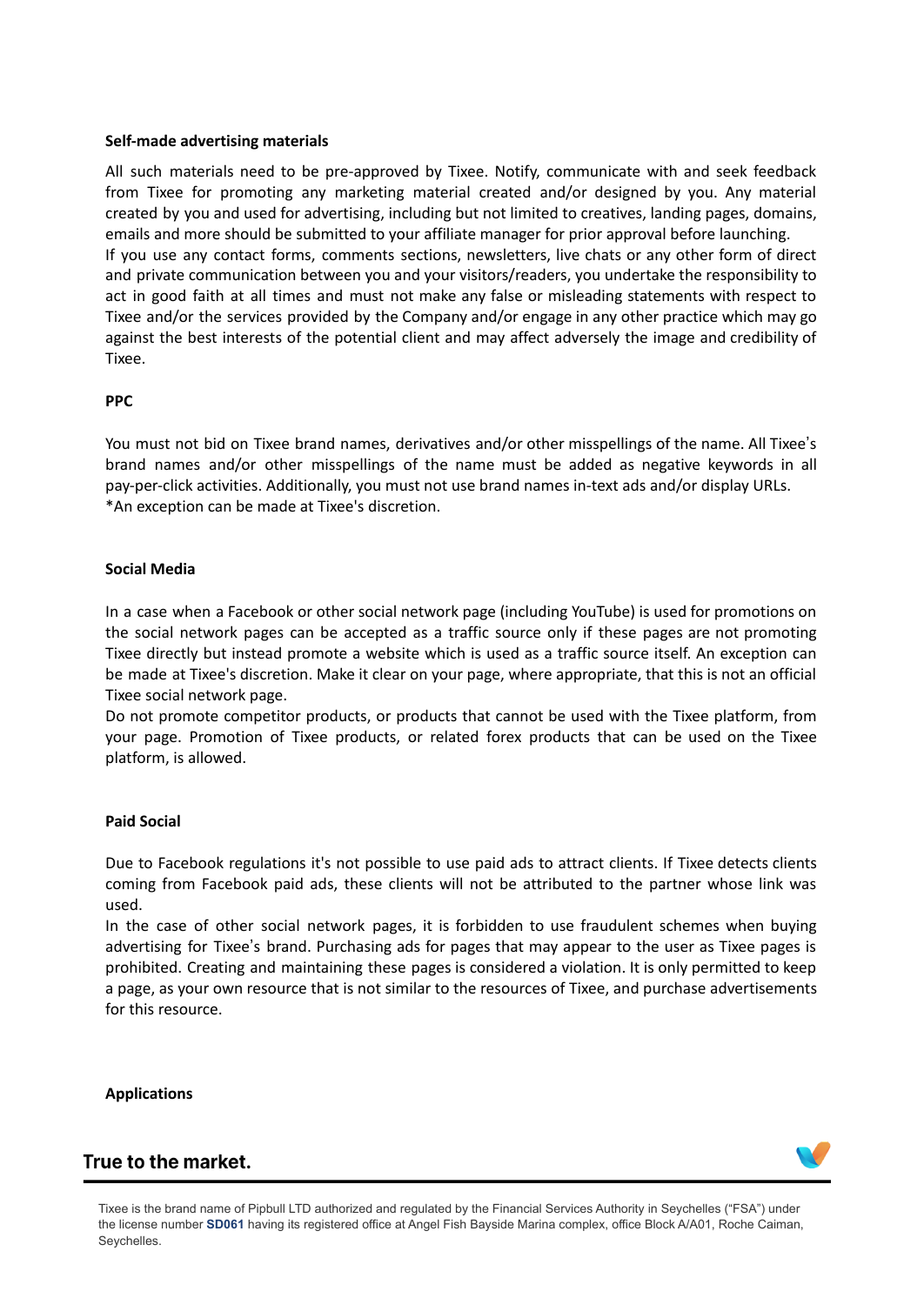**Self-made advertising materials**

All such materials need to be pre-approved by Tixee. Notify, communicate with and seek feedback from Tixee for promoting any marketing material created and/or designed by you. Any material created by you and used for advertising, including but not limited to creatives, landing pages, domains, emails and more should be submitted to your affiliate manager for prior approval before launching.
If you use any contact forms, comments sections, newsletters, live chats or any other form of direct and private communication between you and your visitors/readers, you undertake the responsibility to act in good faith at all times and must not make any false or misleading statements with respect to Tixee and/or the services provided by the Company and/or engage in any other practice which may go against the best interests of the potential client and may affect adversely the image and credibility of Tixee.

**PPC**

You must not bid on Tixee brand names, derivatives and/or other misspellings of the name. All Tixee's brand names and/or other misspellings of the name must be added as negative keywords in all pay-per-click activities. Additionally, you must not use brand names in-text ads and/or display URLs.
*An exception can be made at Tixee's discretion.

**Social Media**

In a case when a Facebook or other social network page (including YouTube) is used for promotions on the social network pages can be accepted as a traffic source only if these pages are not promoting Tixee directly but instead promote a website which is used as a traffic source itself. An exception can be made at Tixee's discretion. Make it clear on your page, where appropriate, that this is not an official Tixee social network page.
Do not promote competitor products, or products that cannot be used with the Tixee platform, from your page. Promotion of Tixee products, or related forex products that can be used on the Tixee platform, is allowed.

**Paid Social**

Due to Facebook regulations it's not possible to use paid ads to attract clients. If Tixee detects clients coming from Facebook paid ads, these clients will not be attributed to the partner whose link was used.
In the case of other social network pages, it is forbidden to use fraudulent schemes when buying advertising for Tixee's brand. Purchasing ads for pages that may appear to the user as Tixee pages is prohibited. Creating and maintaining these pages is considered a violation. It is only permitted to keep a page, as your own resource that is not similar to the resources of Tixee, and purchase advertisements for this resource.

**Applications**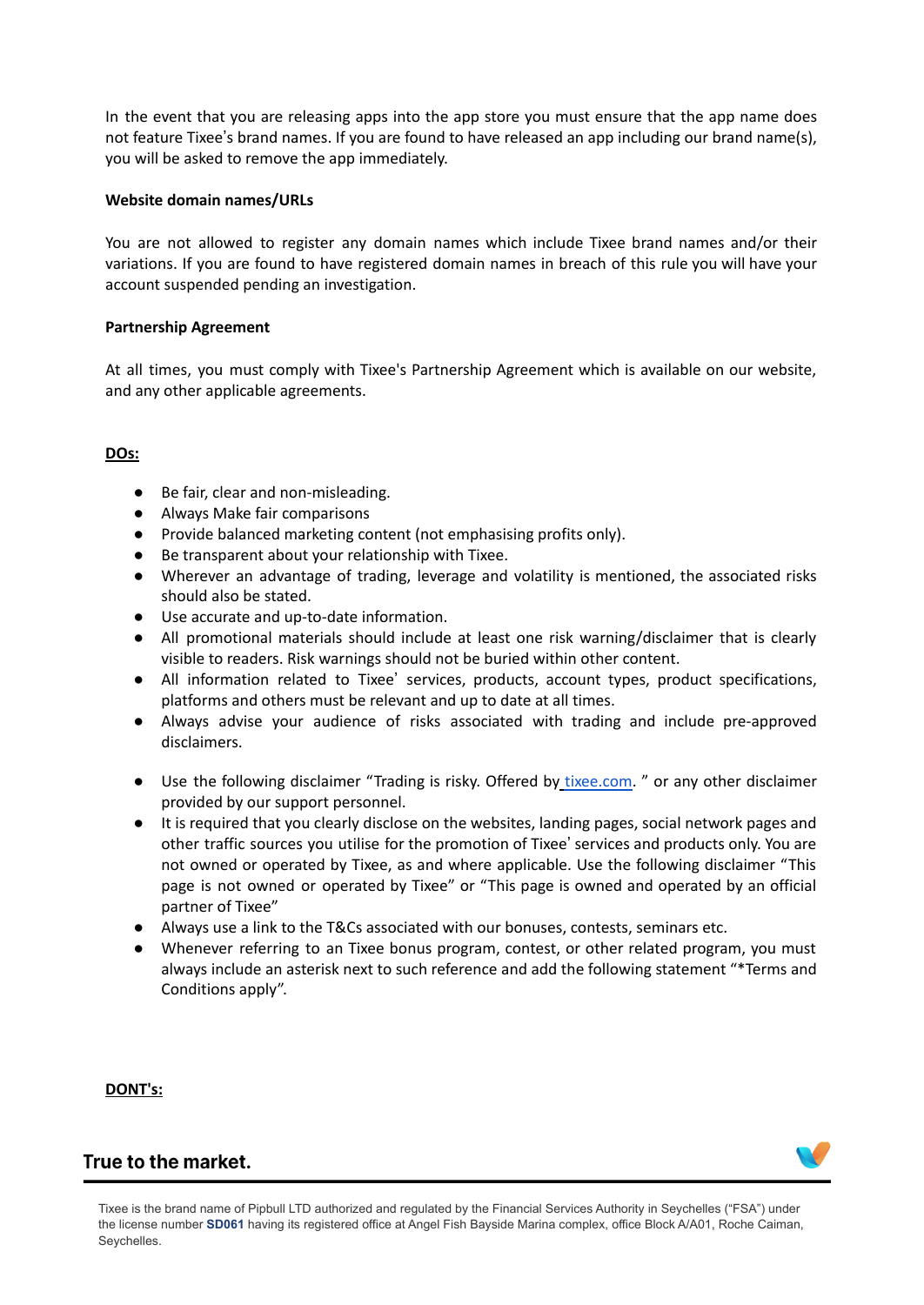In the event that you are releasing apps into the app store you must ensure that the app name does not feature Tixee's brand names. If you are found to have released an app including our brand name(s), you will be asked to remove the app immediately.

**Website domain names/URLs**

You are not allowed to register any domain names which include Tixee brand names and/or their variations. If you are found to have registered domain names in breach of this rule you will have your account suspended pending an investigation.

**Partnership Agreement**

At all times, you must comply with Tixee's Partnership Agreement which is available on our website, and any other applicable agreements.

**DOs:**

- Be fair, clear and non-misleading.
- Always Make fair comparisons
- Provide balanced marketing content (not emphasising profits only).
- Be transparent about your relationship with Tixee.
- Wherever an advantage of trading, leverage and volatility is mentioned, the associated risks should also be stated.
- Use accurate and up-to-date information.
- All promotional materials should include at least one risk warning/disclaimer that is clearly visible to readers. Risk warnings should not be buried within other content.
- All information related to Tixee' services, products, account types, product specifications, platforms and others must be relevant and up to date at all times.
- Always advise your audience of risks associated with trading and include pre-approved disclaimers.
- Use the following disclaimer "Trading is risky. Offered by tixee.com. " or any other disclaimer provided by our support personnel.
- It is required that you clearly disclose on the websites, landing pages, social network pages and other traffic sources you utilise for the promotion of Tixee' services and products only. You are not owned or operated by Tixee, as and where applicable. Use the following disclaimer "This page is not owned or operated by Tixee" or "This page is owned and operated by an official partner of Tixee"
- Always use a link to the T&Cs associated with our bonuses, contests, seminars etc.
- Whenever referring to an Tixee bonus program, contest, or other related program, you must always include an asterisk next to such reference and add the following statement "*Terms and Conditions apply".

**DONT's:**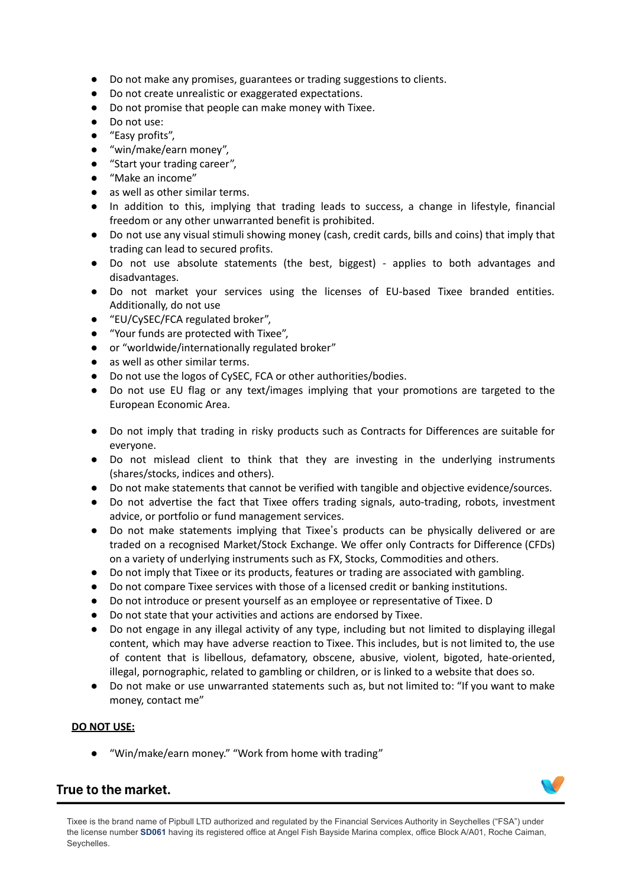- Do not make any promises, guarantees or trading suggestions to clients.
- Do not create unrealistic or exaggerated expectations.
- Do not promise that people can make money with Tixee.
- Do not use:
- “Easy profits”,
- “win/make/earn money”,
- “Start your trading career”,
- “Make an income”
- as well as other similar terms.
- In addition to this, implying that trading leads to success, a change in lifestyle, financial freedom or any other unwarranted benefit is prohibited.
- Do not use any visual stimuli showing money (cash, credit cards, bills and coins) that imply that trading can lead to secured profits.
- Do not use absolute statements (the best, biggest) - applies to both advantages and disadvantages.
- Do not market your services using the licenses of EU-based Tixee branded entities. Additionally, do not use
- “EU/CySEC/FCA regulated broker”,
- “Your funds are protected with Tixee”,
- or “worldwide/internationally regulated broker”
- as well as other similar terms.
- Do not use the logos of CySEC, FCA or other authorities/bodies.
- Do not use EU flag or any text/images implying that your promotions are targeted to the European Economic Area.

- Do not imply that trading in risky products such as Contracts for Differences are suitable for everyone.
- Do not mislead client to think that they are investing in the underlying instruments (shares/stocks, indices and others).
- Do not make statements that cannot be verified with tangible and objective evidence/sources.
- Do not advertise the fact that Tixee offers trading signals, auto-trading, robots, investment advice, or portfolio or fund management services.
- Do not make statements implying that Tixee’s products can be physically delivered or are traded on a recognised Market/Stock Exchange. We offer only Contracts for Difference (CFDs) on a variety of underlying instruments such as FX, Stocks, Commodities and others.
- Do not imply that Tixee or its products, features or trading are associated with gambling.
- Do not compare Tixee services with those of a licensed credit or banking institutions.
- Do not introduce or present yourself as an employee or representative of Tixee. D
- Do not state that your activities and actions are endorsed by Tixee.
- Do not engage in any illegal activity of any type, including but not limited to displaying illegal content, which may have adverse reaction to Tixee. This includes, but is not limited to, the use of content that is libellous, defamatory, obscene, abusive, violent, bigoted, hate-oriented, illegal, pornographic, related to gambling or children, or is linked to a website that does so.
- Do not make or use unwarranted statements such as, but not limited to: “If you want to make money, contact me”

**DO NOT USE:**

- “Win/make/earn money.” “Work from home with trading”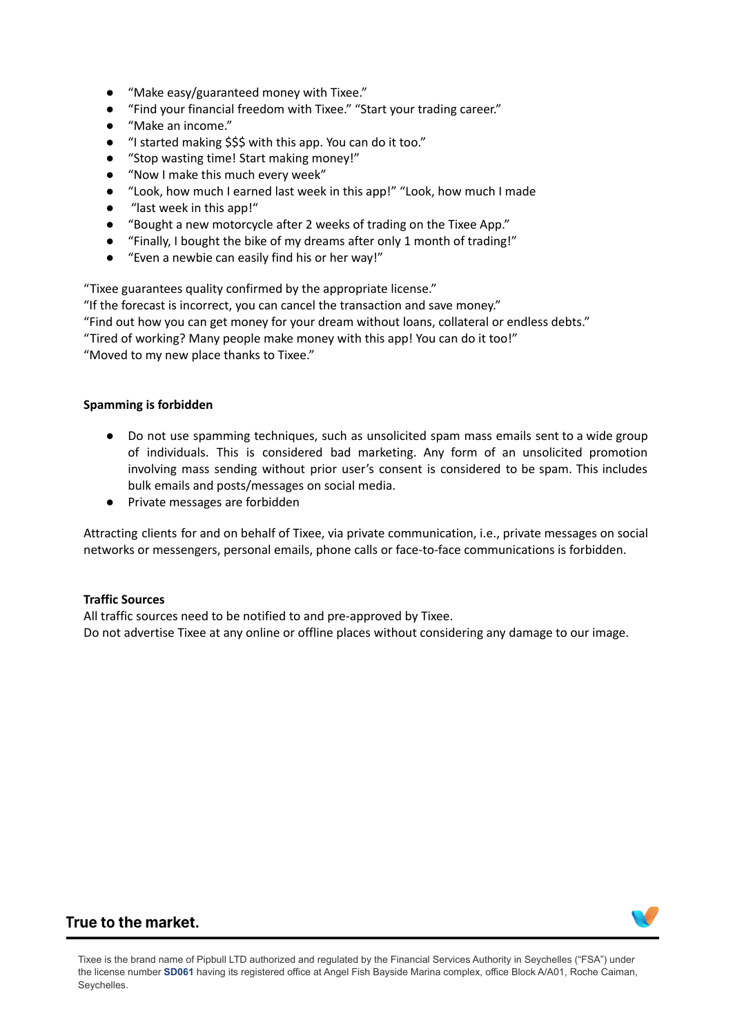- “Make easy/guaranteed money with Tixee.”
- “Find your financial freedom with Tixee.” “Start your trading career.”
- “Make an income.”
- “I started making $$$ with this app. You can do it too.”
- “Stop wasting time! Start making money!”
- “Now I make this much every week”
- “Look, how much I earned last week in this app!” “Look, how much I made
- “last week in this app!“
- “Bought a new motorcycle after 2 weeks of trading on the Tixee App.”
- “Finally, I bought the bike of my dreams after only 1 month of trading!”
- “Even a newbie can easily find his or her way!”

“Tixee guarantees quality confirmed by the appropriate license.”
“If the forecast is incorrect, you can cancel the transaction and save money.”
“Find out how you can get money for your dream without loans, collateral or endless debts.”
“Tired of working? Many people make money with this app! You can do it too!”
“Moved to my new place thanks to Tixee.”

**Spamming is forbidden**

- Do not use spamming techniques, such as unsolicited spam mass emails sent to a wide group of individuals. This is considered bad marketing. Any form of an unsolicited promotion involving mass sending without prior user’s consent is considered to be spam. This includes bulk emails and posts/messages on social media.
- Private messages are forbidden

Attracting clients for and on behalf of Tixee, via private communication, i.e., private messages on social networks or messengers, personal emails, phone calls or face-to-face communications is forbidden.

**Traffic Sources**

All traffic sources need to be notified to and pre-approved by Tixee.
Do not advertise Tixee at any online or offline places without considering any damage to our image.